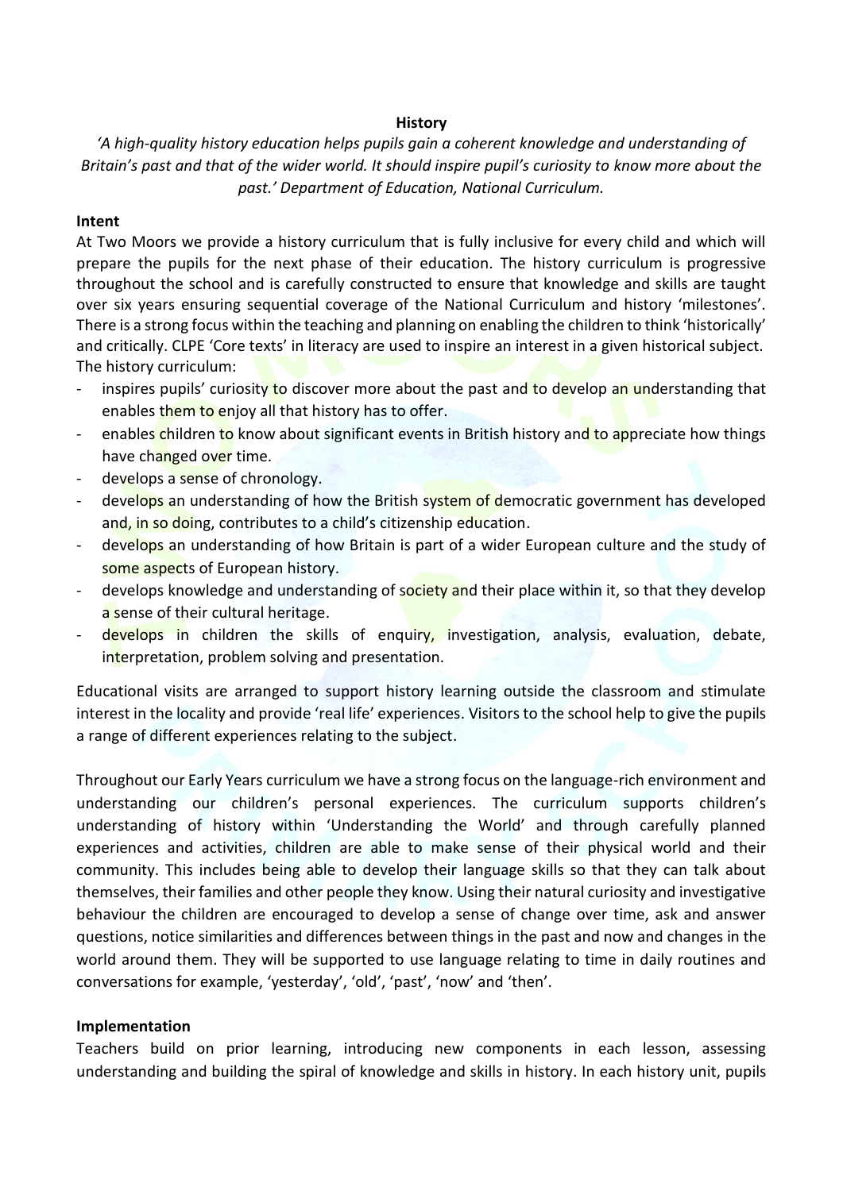**History**

*'A high-quality history education helps pupils gain a coherent knowledge and understanding of Britain's past and that of the wider world. It should inspire pupil's curiosity to know more about the past.' Department of Education, National Curriculum.*

**Intent**

At Two Moors we provide a history curriculum that is fully inclusive for every child and which will prepare the pupils for the next phase of their education. The history curriculum is progressive throughout the school and is carefully constructed to ensure that knowledge and skills are taught over six years ensuring sequential coverage of the National Curriculum and history 'milestones'. There is a strong focus within the teaching and planning on enabling the children to think 'historically' and critically. CLPE 'Core texts' in literacy are used to inspire an interest in a given historical subject. The history curriculum:

- inspires pupils' curiosity to discover more about the past and to develop an understanding that enables them to enjoy all that history has to offer.
- enables children to know about significant events in British history and to appreciate how things have changed over time.
- develops a sense of chronology.
- develops an understanding of how the British system of democratic government has developed and, in so doing, contributes to a child's citizenship education.
- develops an understanding of how Britain is part of a wider European culture and the study of some aspects of European history.
- develops knowledge and understanding of society and their place within it, so that they develop a sense of their cultural heritage.
- develops in children the skills of enquiry, investigation, analysis, evaluation, debate, interpretation, problem solving and presentation.

Educational visits are arranged to support history learning outside the classroom and stimulate interest in the locality and provide 'real life' experiences. Visitors to the school help to give the pupils a range of different experiences relating to the subject.

Throughout our Early Years curriculum we have a strong focus on the language-rich environment and understanding our children's personal experiences. The curriculum supports children's understanding of history within 'Understanding the World' and through carefully planned experiences and activities, children are able to make sense of their physical world and their community. This includes being able to develop their language skills so that they can talk about themselves, their families and other people they know. Using their natural curiosity and investigative behaviour the children are encouraged to develop a sense of change over time, ask and answer questions, notice similarities and differences between things in the past and now and changes in the world around them. They will be supported to use language relating to time in daily routines and conversations for example, 'yesterday', 'old', 'past', 'now' and 'then'.

**Implementation**

Teachers build on prior learning, introducing new components in each lesson, assessing understanding and building the spiral of knowledge and skills in history. In each history unit, pupils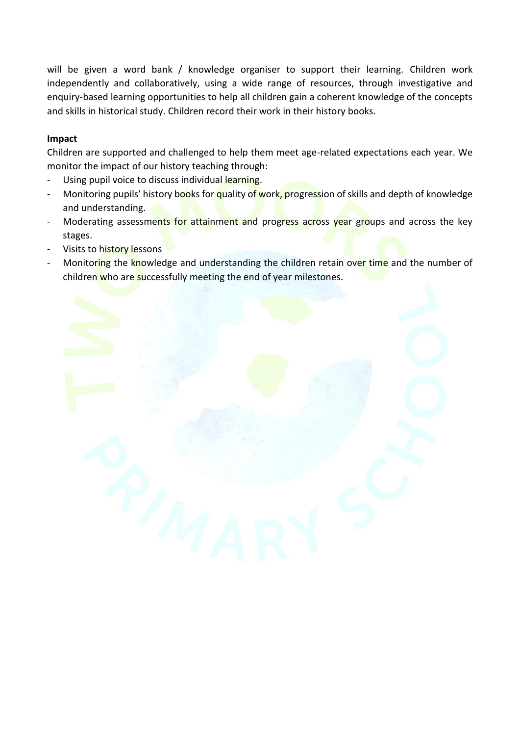will be given a word bank / knowledge organiser to support their learning. Children work independently and collaboratively, using a wide range of resources, through investigative and enquiry-based learning opportunities to help all children gain a coherent knowledge of the concepts and skills in historical study. Children record their work in their history books.

**Impact**

Children are supported and challenged to help them meet age-related expectations each year. We monitor the impact of our history teaching through:

- Using pupil voice to discuss individual learning.
- Monitoring pupils' history books for quality of work, progression of skills and depth of knowledge and understanding.
- Moderating assessments for attainment and progress across year groups and across the key stages.
- Visits to history lessons
- Monitoring the knowledge and understanding the children retain over time and the number of children who are successfully meeting the end of year milestones.